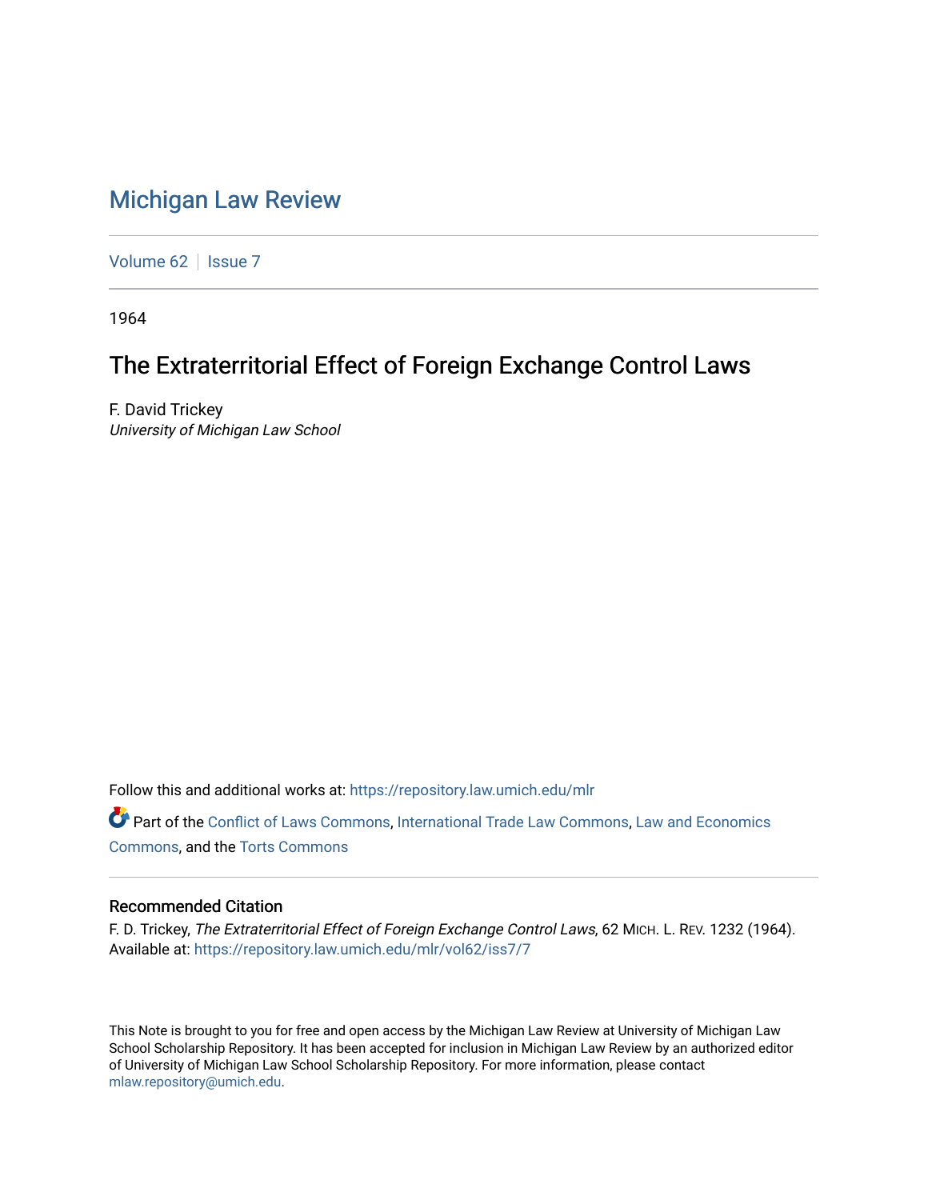# Michigan Law Review

Volume 62 | Issue 7

1964

## The Extraterritorial Effect of Foreign Exchange Control Laws

F. David Trickey
*University of Michigan Law School*

Follow this and additional works at: https://repository.law.umich.edu/mlr

Part of the Conflict of Laws Commons, International Trade Law Commons, Law and Economics Commons, and the Torts Commons

### Recommended Citation

F. D. Trickey, *The Extraterritorial Effect of Foreign Exchange Control Laws*, 62 MICH. L. REV. 1232 (1964).
Available at: https://repository.law.umich.edu/mlr/vol62/iss7/7

This Note is brought to you for free and open access by the Michigan Law Review at University of Michigan Law School Scholarship Repository. It has been accepted for inclusion in Michigan Law Review by an authorized editor of University of Michigan Law School Scholarship Repository. For more information, please contact mlaw.repository@umich.edu.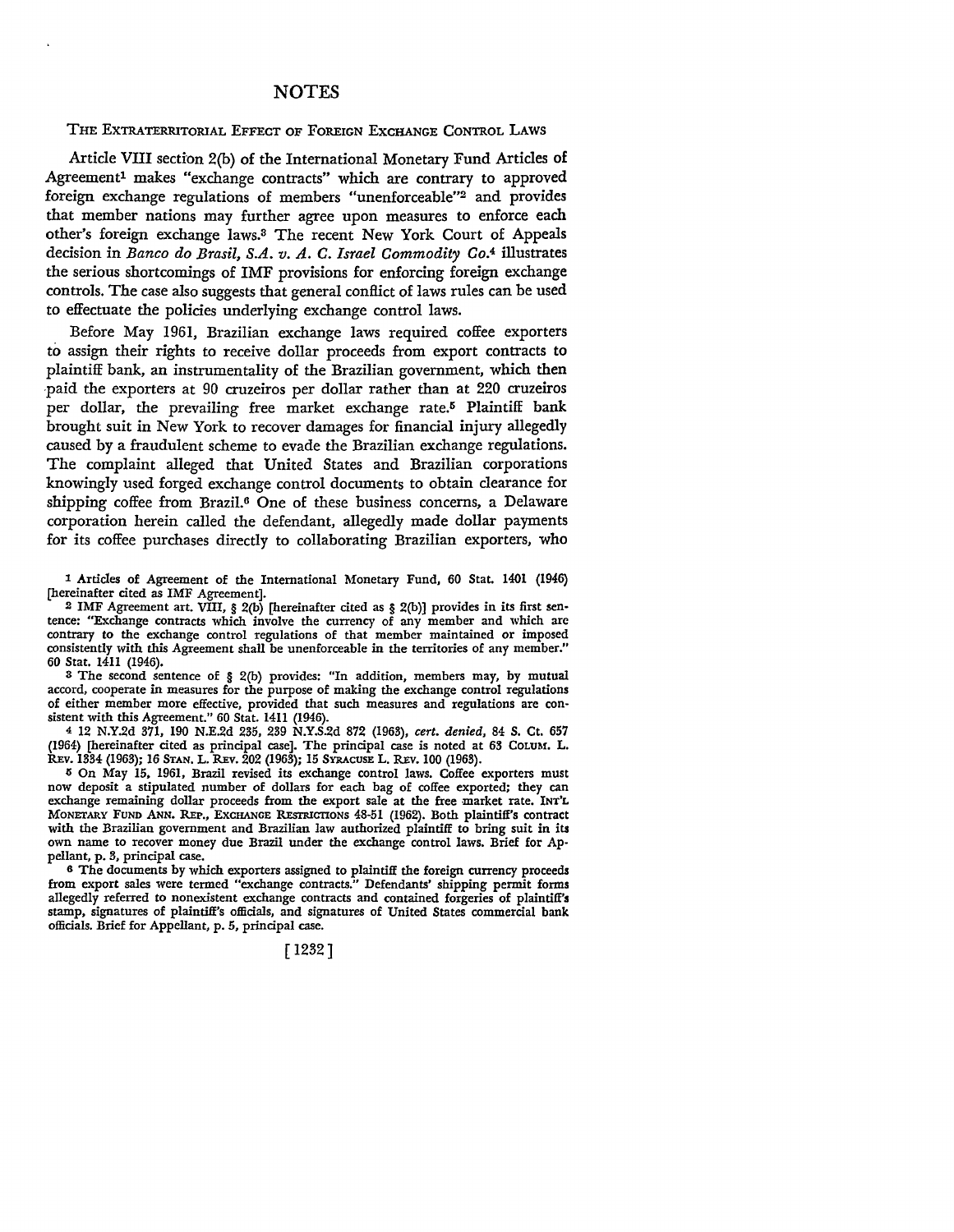# NOTES

## The Extraterritorial Effect of Foreign Exchange Control Laws

Article VIII section 2(b) of the International Monetary Fund Articles of Agreement[1] makes "exchange contracts" which are contrary to approved foreign exchange regulations of members "unenforceable"[2] and provides that member nations may further agree upon measures to enforce each other's foreign exchange laws.[3] The recent New York Court of Appeals decision in *Banco do Brasil, S.A. v. A. C. Israel Commodity Co.*[4] illustrates the serious shortcomings of IMF provisions for enforcing foreign exchange controls. The case also suggests that general conflict of laws rules can be used to effectuate the policies underlying exchange control laws.

Before May 1961, Brazilian exchange laws required coffee exporters to assign their rights to receive dollar proceeds from export contracts to plaintiff bank, an instrumentality of the Brazilian government, which then paid the exporters at 90 cruzeiros per dollar rather than at 220 cruzeiros per dollar, the prevailing free market exchange rate.[5] Plaintiff bank brought suit in New York to recover damages for financial injury allegedly caused by a fraudulent scheme to evade the Brazilian exchange regulations. The complaint alleged that United States and Brazilian corporations knowingly used forged exchange control documents to obtain clearance for shipping coffee from Brazil.[6] One of these business concerns, a Delaware corporation herein called the defendant, allegedly made dollar payments for its coffee purchases directly to collaborating Brazilian exporters, who

---

[1] Articles of Agreement of the International Monetary Fund, 60 Stat. 1401 (1946) [hereinafter cited as IMF Agreement].

[2] IMF Agreement art. VIII, § 2(b) [hereinafter cited as § 2(b)] provides in its first sentence: "Exchange contracts which involve the currency of any member and which are contrary to the exchange control regulations of that member maintained or imposed consistently with this Agreement shall be unenforceable in the territories of any member." 60 Stat. 1411 (1946).

[3] The second sentence of § 2(b) provides: "In addition, members may, by mutual accord, cooperate in measures for the purpose of making the exchange control regulations of either member more effective, provided that such measures and regulations are consistent with this Agreement." 60 Stat. 1411 (1946).

[4] 12 N.Y.2d 371, 190 N.E.2d 235, 239 N.Y.S.2d 872 (1963), *cert. denied*, 84 S. Ct. 657 (1964) [hereinafter cited as principal case]. The principal case is noted at 63 Colum. L. Rev. 1334 (1963); 16 Stan. L. Rev. 202 (1963); 15 Syracuse L. Rev. 100 (1963).

[5] On May 15, 1961, Brazil revised its exchange control laws. Coffee exporters must now deposit a stipulated number of dollars for each bag of coffee exported; they can exchange remaining dollar proceeds from the export sale at the free market rate. Int'l Monetary Fund Ann. Rep., Exchange Restrictions 48-51 (1962). Both plaintiff's contract with the Brazilian government and Brazilian law authorized plaintiff to bring suit in its own name to recover money due Brazil under the exchange control laws. Brief for Appellant, p. 3, principal case.

[6] The documents by which exporters assigned to plaintiff the foreign currency proceeds from export sales were termed "exchange contracts." Defendants' shipping permit forms allegedly referred to nonexistent exchange contracts and contained forgeries of plaintiff's stamp, signatures of plaintiff's officials, and signatures of United States commercial bank officials. Brief for Appellant, p. 5, principal case.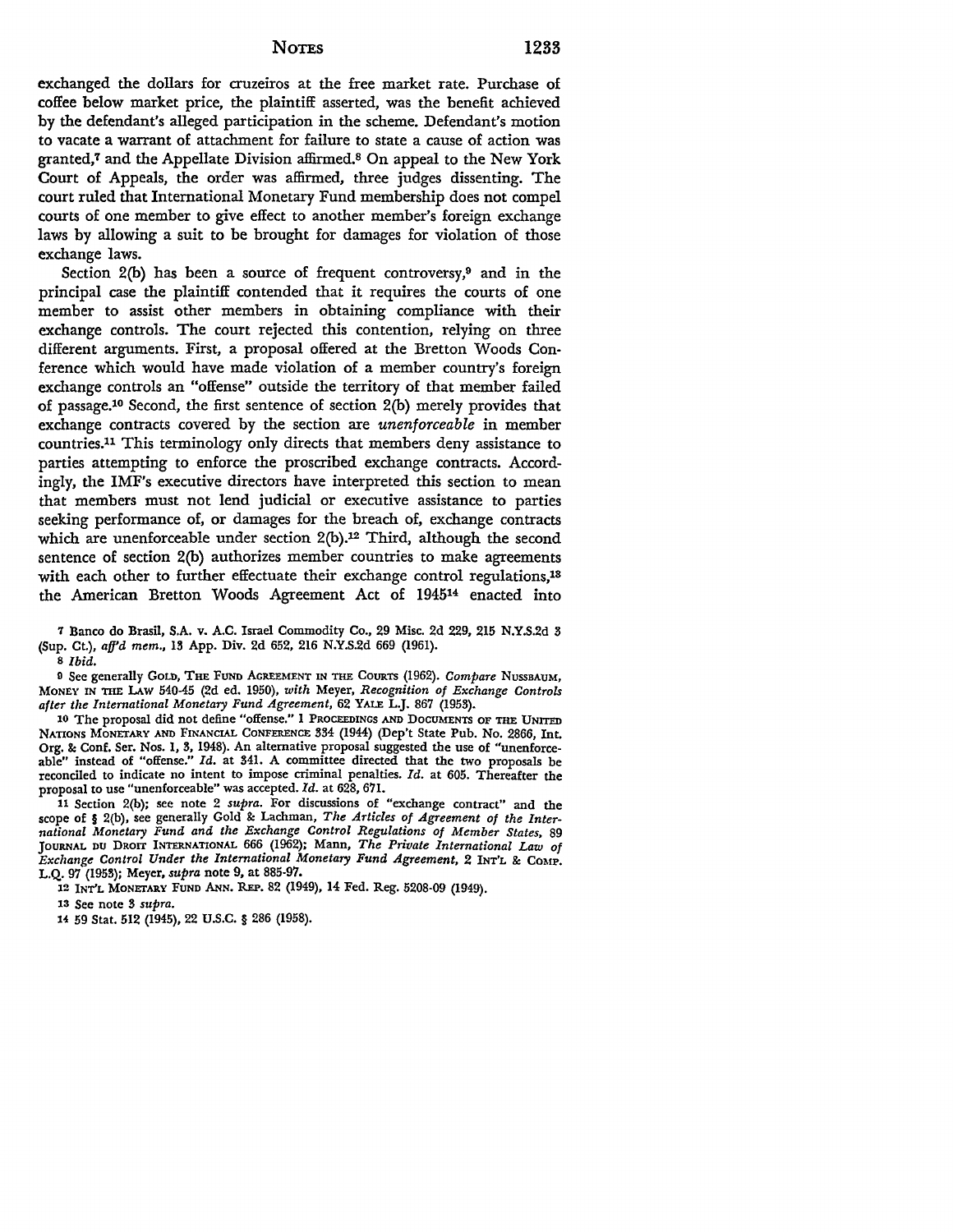exchanged the dollars for cruzeiros at the free market rate. Purchase of coffee below market price, the plaintiff asserted, was the benefit achieved by the defendant's alleged participation in the scheme. Defendant's motion to vacate a warrant of attachment for failure to state a cause of action was granted,[7] and the Appellate Division affirmed.[8] On appeal to the New York Court of Appeals, the order was affirmed, three judges dissenting. The court ruled that International Monetary Fund membership does not compel courts of one member to give effect to another member's foreign exchange laws by allowing a suit to be brought for damages for violation of those exchange laws.

Section 2(b) has been a source of frequent controversy,[9] and in the principal case the plaintiff contended that it requires the courts of one member to assist other members in obtaining compliance with their exchange controls. The court rejected this contention, relying on three different arguments. First, a proposal offered at the Bretton Woods Conference which would have made violation of a member country's foreign exchange controls an "offense" outside the territory of that member failed of passage.[10] Second, the first sentence of section 2(b) merely provides that exchange contracts covered by the section are *unenforceable* in member countries.[11] This terminology only directs that members deny assistance to parties attempting to enforce the proscribed exchange contracts. Accordingly, the IMF's executive directors have interpreted this section to mean that members must not lend judicial or executive assistance to parties seeking performance of, or damages for the breach of, exchange contracts which are unenforceable under section 2(b).[12] Third, although the second sentence of section 2(b) authorizes member countries to make agreements with each other to further effectuate their exchange control regulations,[13] the American Bretton Woods Agreement Act of 1945[14] enacted into

---

7 Banco do Brasil, S.A. v. A.C. Israel Commodity Co., 29 Misc. 2d 229, 215 N.Y.S.2d 3 (Sup. Ct.), *aff'd mem.*, 13 App. Div. 2d 652, 216 N.Y.S.2d 669 (1961).

8 *Ibid.*

9 See generally GOLD, THE FUND AGREEMENT IN THE COURTS (1962). *Compare* NUSSBAUM, MONEY IN THE LAW 540-45 (2d ed. 1950), *with* Meyer, *Recognition of Exchange Controls after the International Monetary Fund Agreement*, 62 YALE L.J. 867 (1953).

10 The proposal did not define "offense." 1 PROCEEDINGS AND DOCUMENTS OF THE UNITED NATIONS MONETARY AND FINANCIAL CONFERENCE 334 (1944) (Dep't State Pub. No. 2866, Int. Org. & Conf. Ser. Nos. 1, 3, 1948). An alternative proposal suggested the use of "unenforceable" instead of "offense." *Id.* at 341. A committee directed that the two proposals be reconciled to indicate no intent to impose criminal penalties. *Id.* at 605. Thereafter the proposal to use "unenforceable" was accepted. *Id.* at 628, 671.

11 Section 2(b); see note 2 *supra*. For discussions of "exchange contract" and the scope of § 2(b), see generally Gold & Lachman, *The Articles of Agreement of the International Monetary Fund and the Exchange Control Regulations of Member States*, 89 JOURNAL DU DROIT INTERNATIONAL 666 (1962); Mann, *The Private International Law of Exchange Control Under the International Monetary Fund Agreement*, 2 INT'L & COMP. L.Q. 97 (1953); Meyer, *supra* note 9, at 885-97.

12 INT'L MONETARY FUND ANN. REP. 82 (1949), 14 Fed. Reg. 5208-09 (1949).

13 See note 3 *supra*.

14 59 Stat. 512 (1945), 22 U.S.C. § 286 (1958).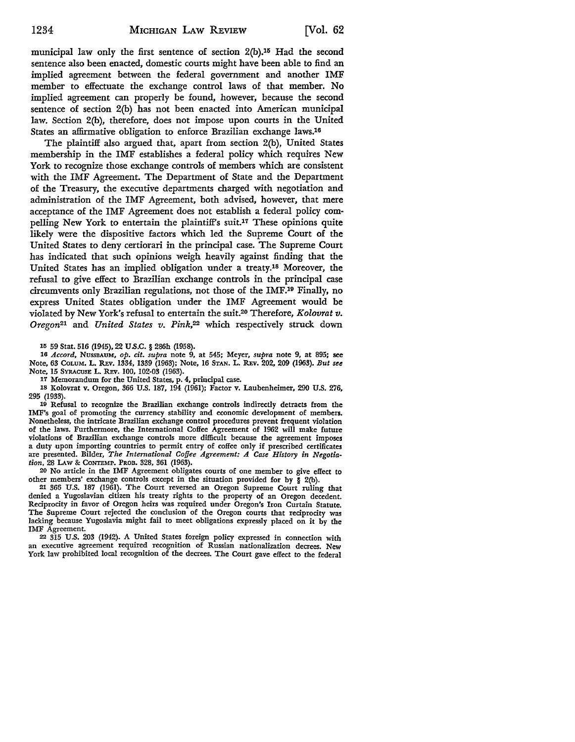municipal law only the first sentence of section 2(b).[15] Had the second sentence also been enacted, domestic courts might have been able to find an implied agreement between the federal government and another IMF member to effectuate the exchange control laws of that member. No implied agreement can properly be found, however, because the second sentence of section 2(b) has not been enacted into American municipal law. Section 2(b), therefore, does not impose upon courts in the United States an affirmative obligation to enforce Brazilian exchange laws.[16]

The plaintiff also argued that, apart from section 2(b), United States membership in the IMF establishes a federal policy which requires New York to recognize those exchange controls of members which are consistent with the IMF Agreement. The Department of State and the Department of the Treasury, the executive departments charged with negotiation and administration of the IMF Agreement, both advised, however, that mere acceptance of the IMF Agreement does not establish a federal policy compelling New York to entertain the plaintiff's suit.[17] These opinions quite likely were the dispositive factors which led the Supreme Court of the United States to deny certiorari in the principal case. The Supreme Court has indicated that such opinions weigh heavily against finding that the United States has an implied obligation under a treaty.[18] Moreover, the refusal to give effect to Brazilian exchange controls in the principal case circumvents only Brazilian regulations, not those of the IMF.[19] Finally, no express United States obligation under the IMF Agreement would be violated by New York's refusal to entertain the suit.[20] Therefore, *Kolovrat v. Oregon*[21] and *United States v. Pink*,[22] which respectively struck down

---

15 59 Stat. 516 (1945), 22 U.S.C. § 286h (1958).

16 *Accord*, NUSSBAUM, *op. cit. supra* note 9, at 545; Meyer, *supra* note 9, at 895; see Note, 63 COLUM. L. REV. 1334, 1339 (1963); Note, 16 STAN. L. REV. 202, 209 (1963). *But see* Note, 15 SYRACUSE L. REV. 100, 102-03 (1963).

17 Memorandum for the United States, p. 4, principal case.

18 Kolovrat v. Oregon, 366 U.S. 187, 194 (1961); Factor v. Laubenheimer, 290 U.S. 276, 295 (1933).

19 Refusal to recognize the Brazilian exchange controls indirectly detracts from the IMF's goal of promoting the currency stability and economic development of members. Nonetheless, the intricate Brazilian exchange control procedures prevent frequent violation of the laws. Furthermore, the International Coffee Agreement of 1962 will make future violations of Brazilian exchange controls more difficult because the agreement imposes a duty upon importing countries to permit entry of coffee only if prescribed certificates are presented. Bilder, *The International Coffee Agreement: A Case History in Negotiation*, 28 LAW & CONTEMP. PROB. 328, 361 (1963).

20 No article in the IMF Agreement obligates courts of one member to give effect to other members' exchange controls except in the situation provided for by § 2(b).

21 366 U.S. 187 (1961). The Court reversed an Oregon Supreme Court ruling that denied a Yugoslavian citizen his treaty rights to the property of an Oregon decedent. Reciprocity in favor of Oregon heirs was required under Oregon's Iron Curtain Statute. The Supreme Court rejected the conclusion of the Oregon courts that reciprocity was lacking because Yugoslavia might fail to meet obligations expressly placed on it by the IMF Agreement.

22 315 U.S. 203 (1942). A United States foreign policy expressed in connection with an executive agreement required recognition of Russian nationalization decrees. New York law prohibited local recognition of the decrees. The Court gave effect to the federal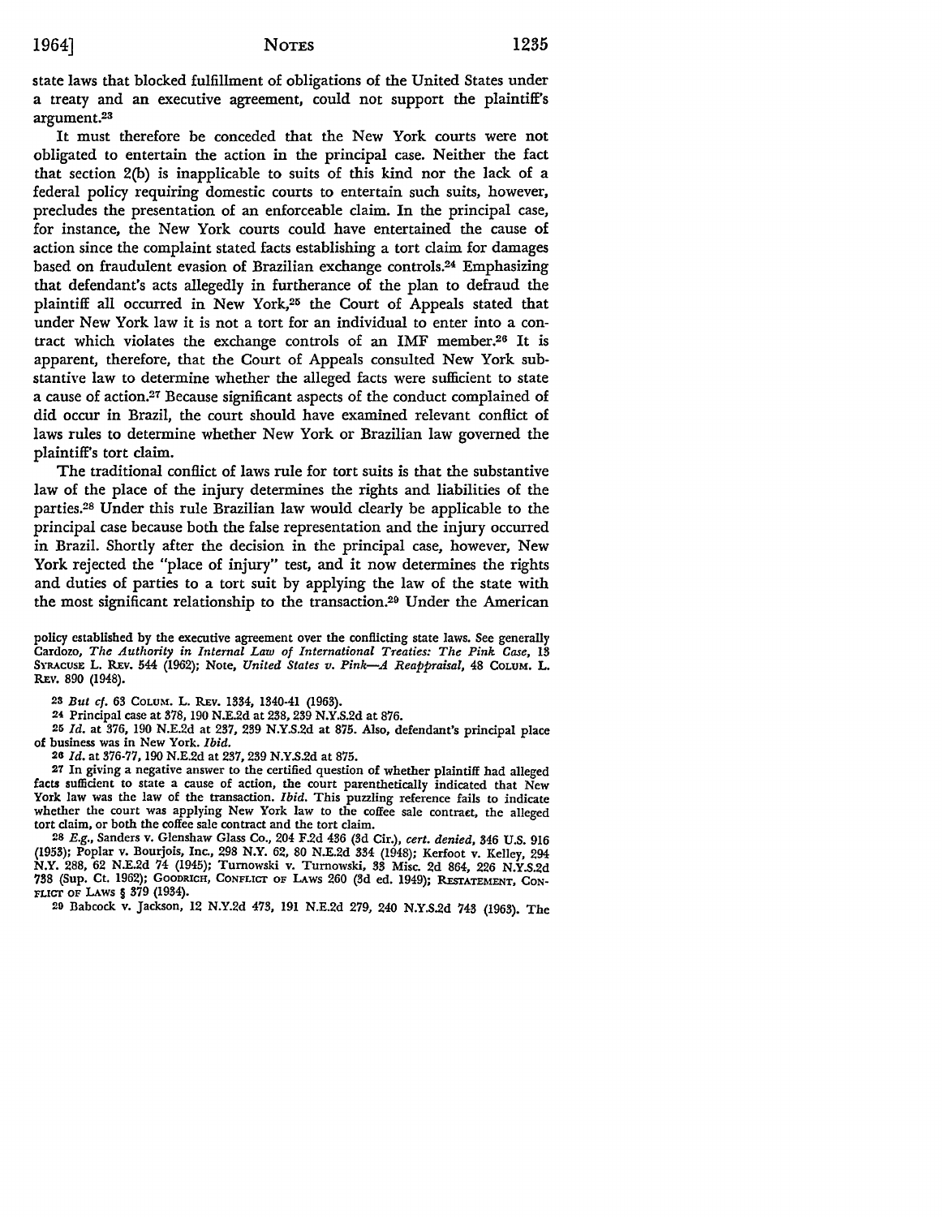state laws that blocked fulfillment of obligations of the United States under a treaty and an executive agreement, could not support the plaintiff's argument.[23]

It must therefore be conceded that the New York courts were not obligated to entertain the action in the principal case. Neither the fact that section 2(b) is inapplicable to suits of this kind nor the lack of a federal policy requiring domestic courts to entertain such suits, however, precludes the presentation of an enforceable claim. In the principal case, for instance, the New York courts could have entertained the cause of action since the complaint stated facts establishing a tort claim for damages based on fraudulent evasion of Brazilian exchange controls.[24] Emphasizing that defendant's acts allegedly in furtherance of the plan to defraud the plaintiff all occurred in New York,[25] the Court of Appeals stated that under New York law it is not a tort for an individual to enter into a contract which violates the exchange controls of an IMF member.[26] It is apparent, therefore, that the Court of Appeals consulted New York substantive law to determine whether the alleged facts were sufficient to state a cause of action.[27] Because significant aspects of the conduct complained of did occur in Brazil, the court should have examined relevant conflict of laws rules to determine whether New York or Brazilian law governed the plaintiff's tort claim.

The traditional conflict of laws rule for tort suits is that the substantive law of the place of the injury determines the rights and liabilities of the parties.[28] Under this rule Brazilian law would clearly be applicable to the principal case because both the false representation and the injury occurred in Brazil. Shortly after the decision in the principal case, however, New York rejected the "place of injury" test, and it now determines the rights and duties of parties to a tort suit by applying the law of the state with the most significant relationship to the transaction.[29] Under the American

policy established by the executive agreement over the conflicting state laws. See generally Cardozo, *The Authority in Internal Law of International Treaties: The Pink Case*, 13 SYRACUSE L. REV. 544 (1962); Note, *United States v. Pink—A Reappraisal*, 48 COLUM. L. REV. 890 (1948).

[23] *But cf.* 63 COLUM. L. REV. 1334, 1340-41 (1963).

[24] Principal case at 378, 190 N.E.2d at 238, 239 N.Y.S.2d at 876.

[25] *Id.* at 376, 190 N.E.2d at 237, 239 N.Y.S.2d at 875. Also, defendant's principal place of business was in New York. *Ibid.*

[26] *Id.* at 376-77, 190 N.E.2d at 237, 239 N.Y.S.2d at 875.

[27] In giving a negative answer to the certified question of whether plaintiff had alleged facts sufficient to state a cause of action, the court parenthetically indicated that New York law was the law of the transaction. *Ibid.* This puzzling reference fails to indicate whether the court was applying New York law to the coffee sale contract, the alleged tort claim, or both the coffee sale contract and the tort claim.

[28] *E.g.*, Sanders v. Glenshaw Glass Co., 204 F.2d 436 (3d Cir.), *cert. denied*, 346 U.S. 916 (1953); Poplar v. Bourjois, Inc., 298 N.Y. 62, 80 N.E.2d 334 (1948); Kerfoot v. Kelley, 294 N.Y. 288, 62 N.E.2d 74 (1945); Turnowski v. Turnowski, 33 Misc. 2d 864, 226 N.Y.S.2d 738 (Sup. Ct. 1962); GOODRICH, CONFLICT OF LAWS 260 (3d ed. 1949); RESTATEMENT, CONFLICT OF LAWS § 379 (1934).

[29] Babcock v. Jackson, 12 N.Y.2d 473, 191 N.E.2d 279, 240 N.Y.S.2d 743 (1963). The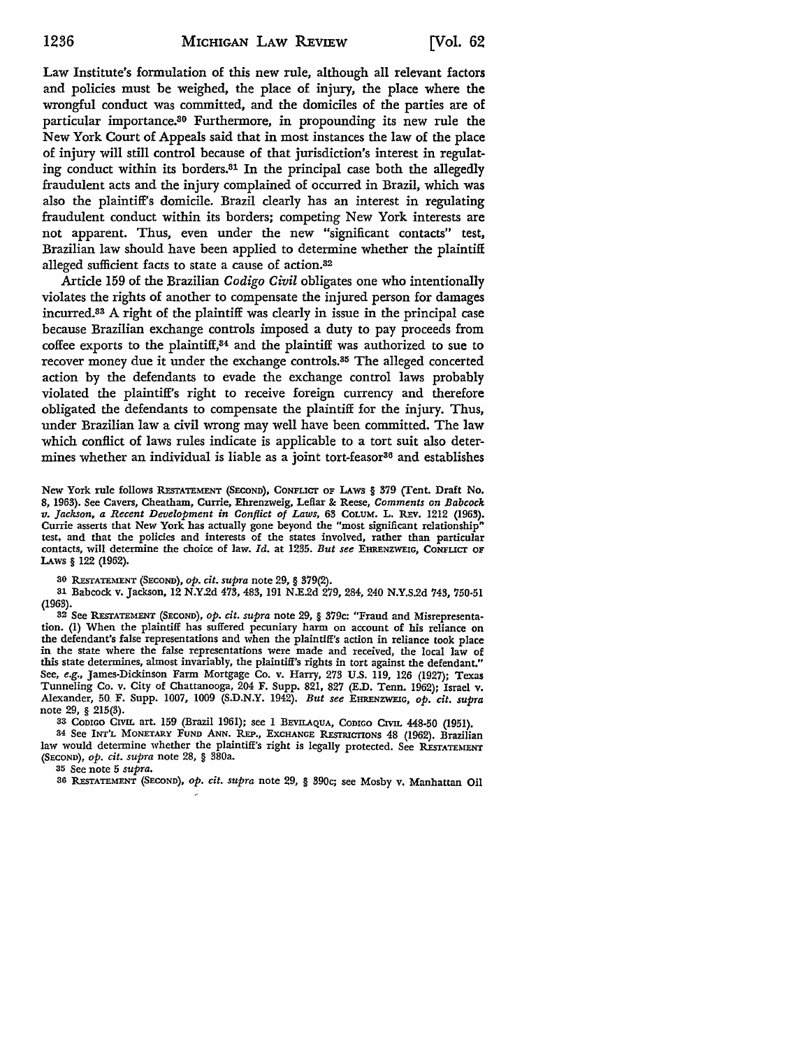Law Institute's formulation of this new rule, although all relevant factors and policies must be weighed, the place of injury, the place where the wrongful conduct was committed, and the domiciles of the parties are of particular importance.[30] Furthermore, in propounding its new rule the New York Court of Appeals said that in most instances the law of the place of injury will still control because of that jurisdiction's interest in regulating conduct within its borders.[31] In the principal case both the allegedly fraudulent acts and the injury complained of occurred in Brazil, which was also the plaintiff's domicile. Brazil clearly has an interest in regulating fraudulent conduct within its borders; competing New York interests are not apparent. Thus, even under the new "significant contacts" test, Brazilian law should have been applied to determine whether the plaintiff alleged sufficient facts to state a cause of action.[32]

Article 159 of the Brazilian *Codigo Civil* obligates one who intentionally violates the rights of another to compensate the injured person for damages incurred.[33] A right of the plaintiff was clearly in issue in the principal case because Brazilian exchange controls imposed a duty to pay proceeds from coffee exports to the plaintiff,[34] and the plaintiff was authorized to sue to recover money due it under the exchange controls.[35] The alleged concerted action by the defendants to evade the exchange control laws probably violated the plaintiff's right to receive foreign currency and therefore obligated the defendants to compensate the plaintiff for the injury. Thus, under Brazilian law a civil wrong may well have been committed. The law which conflict of laws rules indicate is applicable to a tort suit also determines whether an individual is liable as a joint tort-feasor[36] and establishes

New York rule follows RESTATEMENT (SECOND), CONFLICT OF LAWS § 379 (Tent. Draft No. 8, 1963). See Cavers, Cheatham, Currie, Ehrenzweig, Leflar & Reese, *Comments on Babcock v. Jackson, a Recent Development in Conflict of Laws*, 63 COLUM. L. REV. 1212 (1963). Currie asserts that New York has actually gone beyond the "most significant relationship" test, and that the policies and interests of the states involved, rather than particular contacts, will determine the choice of law. *Id.* at 1235. *But see* EHRENZWEIG, CONFLICT OF LAWS § 122 (1962).

30 RESTATEMENT (SECOND), *op. cit. supra* note 29, § 379(2).

31 Babcock v. Jackson, 12 N.Y.2d 473, 483, 191 N.E.2d 279, 284, 240 N.Y.S.2d 743, 750-51 (1963).

32 See RESTATEMENT (SECOND), *op. cit. supra* note 29, § 379c: "Fraud and Misrepresentation. (1) When the plaintiff has suffered pecuniary harm on account of his reliance on the defendant's false representations and when the plaintiff's action in reliance took place in the state where the false representations were made and received, the local law of this state determines, almost invariably, the plaintiff's rights in tort against the defendant." See, *e.g.*, James-Dickinson Farm Mortgage Co. v. Harry, 273 U.S. 119, 126 (1927); Texas Tunneling Co. v. City of Chattanooga, 204 F. Supp. 821, 827 (E.D. Tenn. 1962); Israel v. Alexander, 50 F. Supp. 1007, 1009 (S.D.N.Y. 1942). *But see* EHRENZWEIG, *op. cit. supra* note 29, § 215(3).

33 CODIGO CIVIL art. 159 (Brazil 1961); see 1 BEVILAQUA, CODIGO CIVIL 448-50 (1951).

34 See INT'L MONETARY FUND ANN. REP., EXCHANGE RESTRICTIONS 48 (1962). Brazilian law would determine whether the plaintiff's right is legally protected. See RESTATEMENT (SECOND), *op. cit. supra* note 28, § 380a.

35 See note 5 *supra*.

36 RESTATEMENT (SECOND), *op. cit. supra* note 29, § 390c; see Mosby v. Manhattan Oil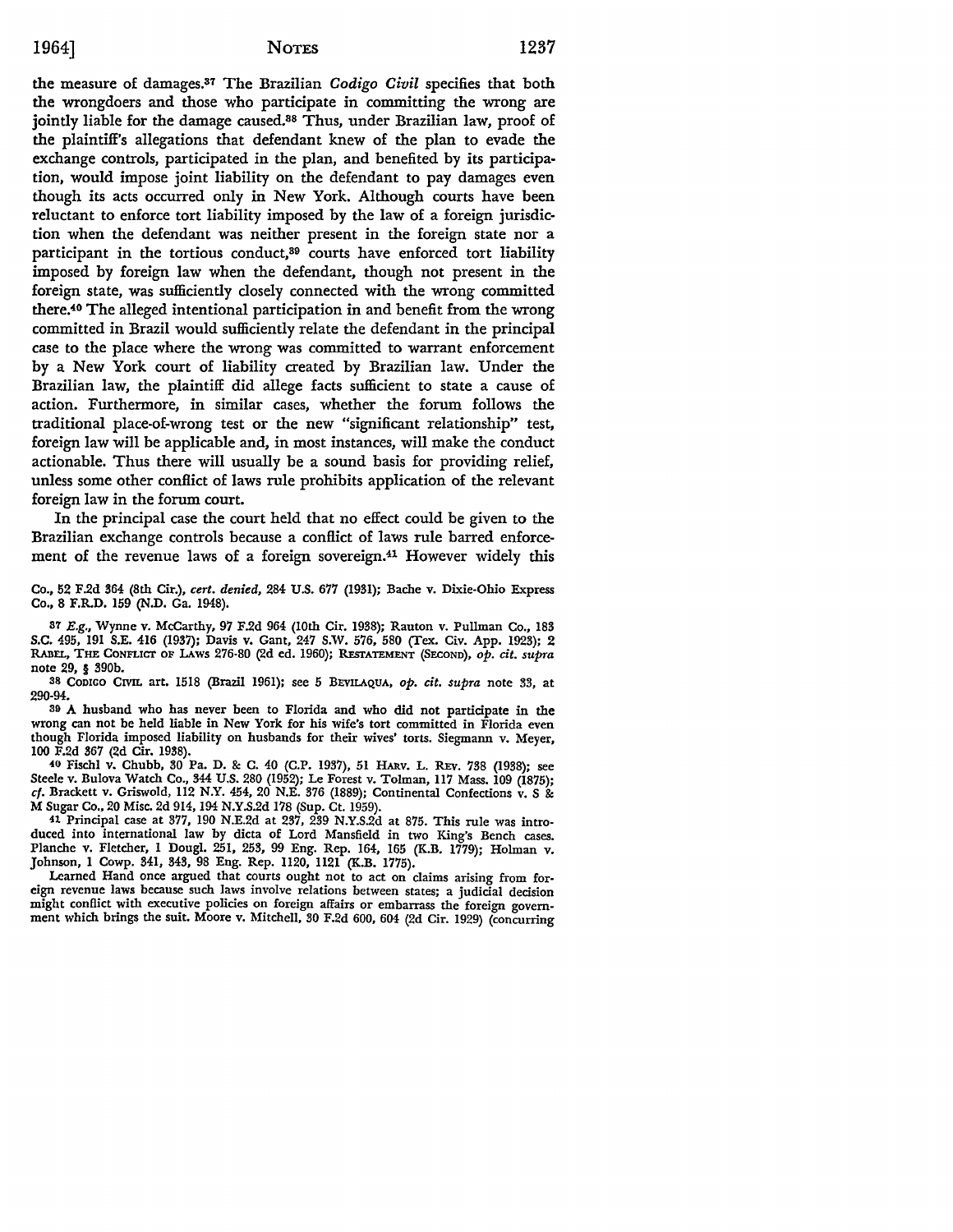the measure of damages.[37] The Brazilian *Codigo Civil* specifies that both the wrongdoers and those who participate in committing the wrong are jointly liable for the damage caused.[38] Thus, under Brazilian law, proof of the plaintiff's allegations that defendant knew of the plan to evade the exchange controls, participated in the plan, and benefited by its participation, would impose joint liability on the defendant to pay damages even though its acts occurred only in New York. Although courts have been reluctant to enforce tort liability imposed by the law of a foreign jurisdiction when the defendant was neither present in the foreign state nor a participant in the tortious conduct,[39] courts have enforced tort liability imposed by foreign law when the defendant, though not present in the foreign state, was sufficiently closely connected with the wrong committed there.[40] The alleged intentional participation in and benefit from the wrong committed in Brazil would sufficiently relate the defendant in the principal case to the place where the wrong was committed to warrant enforcement by a New York court of liability created by Brazilian law. Under the Brazilian law, the plaintiff did allege facts sufficient to state a cause of action. Furthermore, in similar cases, whether the forum follows the traditional place-of-wrong test or the new "significant relationship" test, foreign law will be applicable and, in most instances, will make the conduct actionable. Thus there will usually be a sound basis for providing relief, unless some other conflict of laws rule prohibits application of the relevant foreign law in the forum court.

In the principal case the court held that no effect could be given to the Brazilian exchange controls because a conflict of laws rule barred enforcement of the revenue laws of a foreign sovereign.[41] However widely this

Co., 52 F.2d 364 (8th Cir.), *cert. denied*, 284 U.S. 677 (1931); Bache v. Dixie-Ohio Express Co., 8 F.R.D. 159 (N.D. Ga. 1948).

[37] *E.g.*, Wynne v. McCarthy, 97 F.2d 964 (10th Cir. 1938); Rauton v. Pullman Co., 183 S.C. 495, 191 S.E. 416 (1937); Davis v. Gant, 247 S.W. 576, 580 (Tex. Civ. App. 1923); 2 RABEL, THE CONFLICT OF LAWS 276-80 (2d ed. 1960); RESTATEMENT (SECOND), *op. cit. supra* note 29, § 390b.

[38] CODIGO CIVIL art. 1518 (Brazil 1961); see 5 BEVILAQUA, *op. cit. supra* note 33, at 290-94.

[39] A husband who has never been to Florida and who did not participate in the wrong can not be held liable in New York for his wife's tort committed in Florida even though Florida imposed liability on husbands for their wives' torts. Siegmann v. Meyer, 100 F.2d 367 (2d Cir. 1938).

[40] Fischl v. Chubb, 30 Pa. D. & C. 40 (C.P. 1937), 51 HARV. L. REV. 738 (1938); see Steele v. Bulova Watch Co., 344 U.S. 280 (1952); Le Forest v. Tolman, 117 Mass. 109 (1875); *cf.* Brackett v. Griswold, 112 N.Y. 454, 20 N.E. 376 (1889); Continental Confections v. S & M Sugar Co., 20 Misc. 2d 914, 194 N.Y.S.2d 178 (Sup. Ct. 1959).

[41] Principal case at 377, 190 N.E.2d at 237, 239 N.Y.S.2d at 875. This rule was introduced into international law by dicta of Lord Mansfield in two King's Bench cases. Planche v. Fletcher, 1 Dougl. 251, 253, 99 Eng. Rep. 164, 165 (K.B. 1779); Holman v. Johnson, 1 Cowp. 341, 343, 98 Eng. Rep. 1120, 1121 (K.B. 1775).

Learned Hand once argued that courts ought not to act on claims arising from foreign revenue laws because such laws involve relations between states; a judicial decision might conflict with executive policies on foreign affairs or embarrass the foreign government which brings the suit. Moore v. Mitchell, 30 F.2d 600, 604 (2d Cir. 1929) (concurring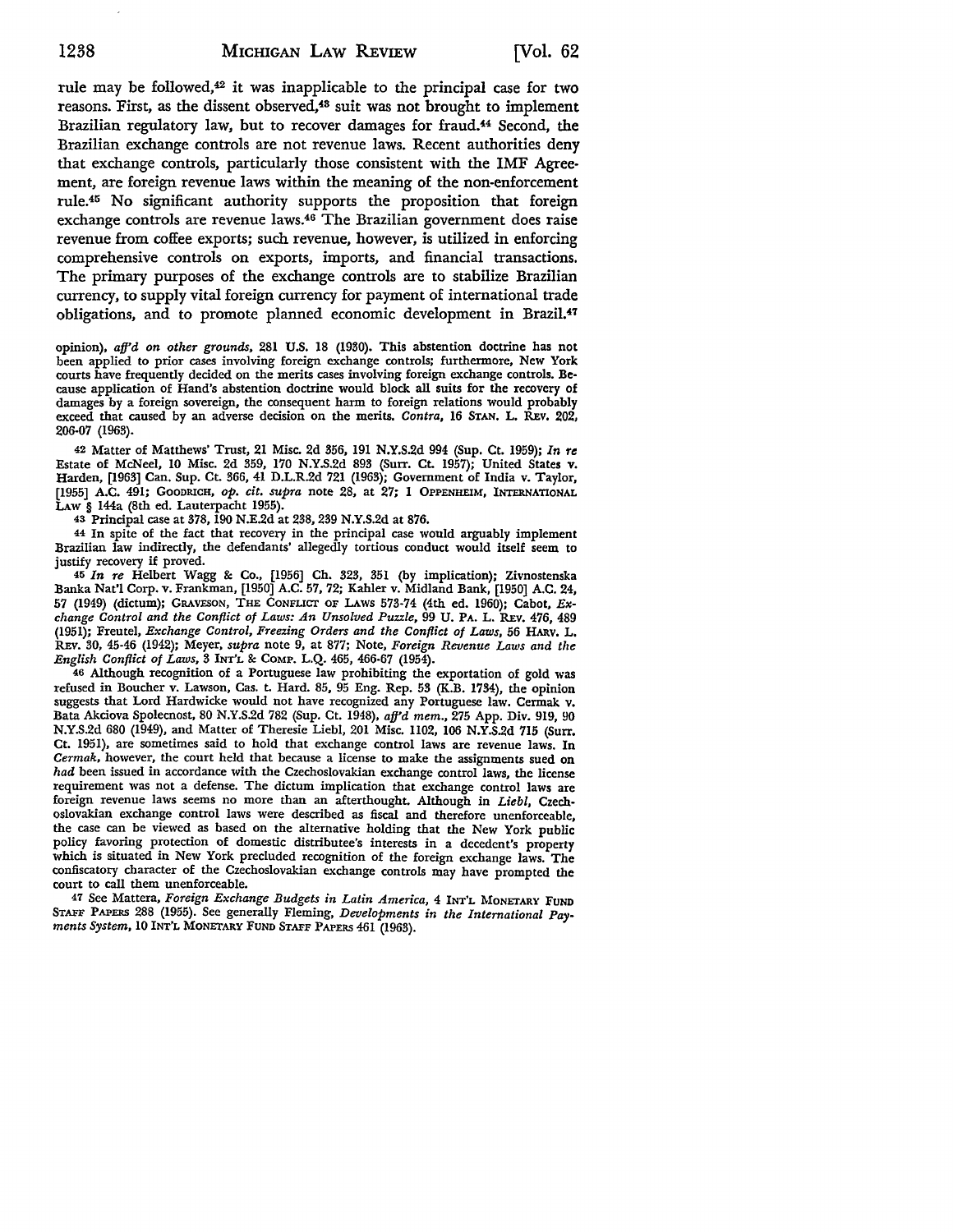rule may be followed,[42] it was inapplicable to the principal case for two reasons. First, as the dissent observed,[43] suit was not brought to implement Brazilian regulatory law, but to recover damages for fraud.[44] Second, the Brazilian exchange controls are not revenue laws. Recent authorities deny that exchange controls, particularly those consistent with the IMF Agreement, are foreign revenue laws within the meaning of the non-enforcement rule.[45] No significant authority supports the proposition that foreign exchange controls are revenue laws.[46] The Brazilian government does raise revenue from coffee exports; such revenue, however, is utilized in enforcing comprehensive controls on exports, imports, and financial transactions. The primary purposes of the exchange controls are to stabilize Brazilian currency, to supply vital foreign currency for payment of international trade obligations, and to promote planned economic development in Brazil.[47]

opinion), *aff'd on other grounds*, 281 U.S. 18 (1930). This abstention doctrine has not been applied to prior cases involving foreign exchange controls; furthermore, New York courts have frequently decided on the merits cases involving foreign exchange controls. Because application of Hand's abstention doctrine would block all suits for the recovery of damages by a foreign sovereign, the consequent harm to foreign relations would probably exceed that caused by an adverse decision on the merits. *Contra*, 16 STAN. L. REV. 202, 206-07 (1963).

42 Matter of Matthews' Trust, 21 Misc. 2d 356, 191 N.Y.S.2d 994 (Sup. Ct. 1959); *In re* Estate of McNeel, 10 Misc. 2d 359, 170 N.Y.S.2d 893 (Surr. Ct. 1957); United States v. Harden, [1963] Can. Sup. Ct. 366, 41 D.L.R.2d 721 (1963); Government of India v. Taylor, [1955] A.C. 491; GOODRICH, *op. cit. supra* note 28, at 27; 1 OPPENHEIM, INTERNATIONAL LAW § 144a (8th ed. Lauterpacht 1955).

43 Principal case at 378, 190 N.E.2d at 238, 239 N.Y.S.2d at 876.

44 In spite of the fact that recovery in the principal case would arguably implement Brazilian law indirectly, the defendants' allegedly tortious conduct would itself seem to justify recovery if proved.

45 *In re* Helbert Wagg & Co., [1956] Ch. 323, 351 (by implication); Zivnostenska Banka Nat'l Corp. v. Frankman, [1950] A.C. 57, 72; Kahler v. Midland Bank, [1950] A.C. 24, 57 (1949) (dictum); GRAVESON, THE CONFLICT OF LAWS 573-74 (4th ed. 1960); Cabot, *Exchange Control and the Conflict of Laws: An Unsolved Puzzle*, 99 U. PA. L. REV. 476, 489 (1951); Freutel, *Exchange Control, Freezing Orders and the Conflict of Laws*, 56 HARV. L. REV. 30, 45-46 (1942); Meyer, *supra* note 9, at 877; Note, *Foreign Revenue Laws and the English Conflict of Laws*, 3 INT'L & COMP. L.Q. 465, 466-67 (1954).

46 Although recognition of a Portuguese law prohibiting the exportation of gold was refused in Boucher v. Lawson, Cas. t. Hard. 85, 95 Eng. Rep. 53 (K.B. 1734), the opinion suggests that Lord Hardwicke would not have recognized any Portuguese law. Cermak v. Bata Akciova Spolecnost, 80 N.Y.S.2d 782 (Sup. Ct. 1948), *aff'd mem.*, 275 App. Div. 919, 90 N.Y.S.2d 680 (1949), and Matter of Theresie Liebl, 201 Misc. 1102, 106 N.Y.S.2d 715 (Surr. Ct. 1951), are sometimes said to hold that exchange control laws are revenue laws. In *Cermak*, however, the court held that because a license to make the assignments sued on *had* been issued in accordance with the Czechoslovakian exchange control laws, the license requirement was not a defense. The dictum implication that exchange control laws are foreign revenue laws seems no more than an afterthought. Although in *Liebl*, Czechoslovakian exchange control laws were described as fiscal and therefore unenforceable, the case can be viewed as based on the alternative holding that the New York public policy favoring protection of domestic distributee's interests in a decedent's property which is situated in New York precluded recognition of the foreign exchange laws. The confiscatory character of the Czechoslovakian exchange controls may have prompted the court to call them unenforceable.

47 See Mattera, *Foreign Exchange Budgets in Latin America*, 4 INT'L MONETARY FUND STAFF PAPERS 288 (1955). See generally Fleming, *Developments in the International Payments System*, 10 INT'L MONETARY FUND STAFF PAPERS 461 (1963).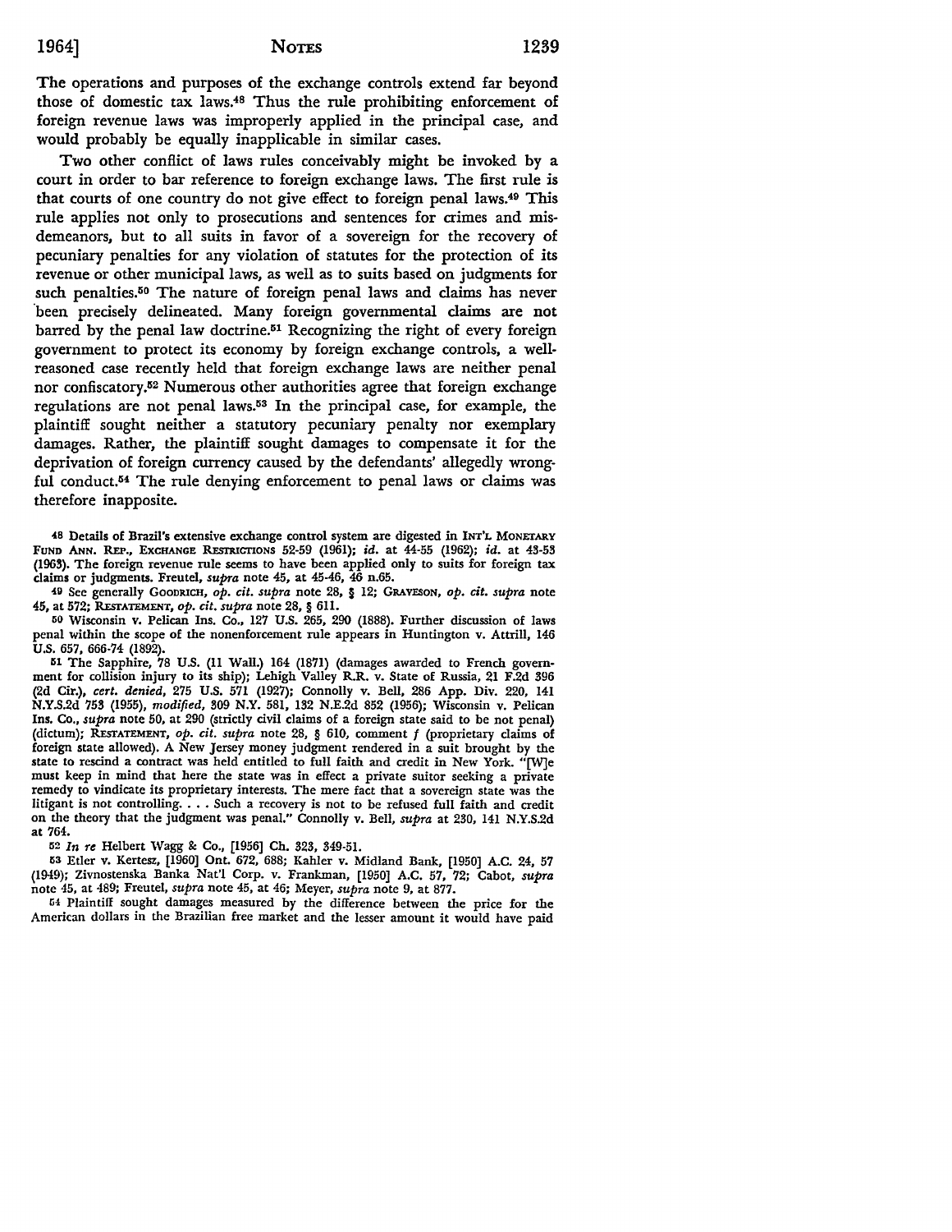The operations and purposes of the exchange controls extend far beyond those of domestic tax laws.[48] Thus the rule prohibiting enforcement of foreign revenue laws was improperly applied in the principal case, and would probably be equally inapplicable in similar cases.

Two other conflict of laws rules conceivably might be invoked by a court in order to bar reference to foreign exchange laws. The first rule is that courts of one country do not give effect to foreign penal laws.[49] This rule applies not only to prosecutions and sentences for crimes and misdemeanors, but to all suits in favor of a sovereign for the recovery of pecuniary penalties for any violation of statutes for the protection of its revenue or other municipal laws, as well as to suits based on judgments for such penalties.[50] The nature of foreign penal laws and claims has never been precisely delineated. Many foreign governmental claims are not barred by the penal law doctrine.[51] Recognizing the right of every foreign government to protect its economy by foreign exchange controls, a well-reasoned case recently held that foreign exchange laws are neither penal nor confiscatory.[52] Numerous other authorities agree that foreign exchange regulations are not penal laws.[53] In the principal case, for example, the plaintiff sought neither a statutory pecuniary penalty nor exemplary damages. Rather, the plaintiff sought damages to compensate it for the deprivation of foreign currency caused by the defendants' allegedly wrongful conduct.[54] The rule denying enforcement to penal laws or claims was therefore inapposite.

---

48 Details of Brazil's extensive exchange control system are digested in INT'L MONETARY FUND ANN. REP., EXCHANGE RESTRICTIONS 52-59 (1961); *id.* at 44-55 (1962); *id.* at 43-53 (1963). The foreign revenue rule seems to have been applied only to suits for foreign tax claims or judgments. Freutel, *supra* note 45, at 45-46, 46 n.65.

49 See generally GOODRICH, *op. cit. supra* note 28, § 12; GRAVESON, *op. cit. supra* note 45, at 572; RESTATEMENT, *op. cit. supra* note 28, § 611.

50 Wisconsin v. Pelican Ins. Co., 127 U.S. 265, 290 (1888). Further discussion of laws penal within the scope of the nonenforcement rule appears in Huntington v. Attrill, 146 U.S. 657, 666-74 (1892).

51 The Sapphire, 78 U.S. (11 Wall.) 164 (1871) (damages awarded to French government for collision injury to its ship); Lehigh Valley R.R. v. State of Russia, 21 F.2d 396 (2d Cir.), *cert. denied*, 275 U.S. 571 (1927); Connolly v. Bell, 286 App. Div. 220, 141 N.Y.S.2d 753 (1955), *modified*, 309 N.Y. 581, 132 N.E.2d 852 (1956); Wisconsin v. Pelican Ins. Co., *supra* note 50, at 290 (strictly civil claims of a foreign state said to be not penal) (dictum); RESTATEMENT, *op. cit. supra* note 28, § 610, comment *f* (proprietary claims of foreign state allowed). A New Jersey money judgment rendered in a suit brought by the state to rescind a contract was held entitled to full faith and credit in New York. "[W]e must keep in mind that here the state was in effect a private suitor seeking a private remedy to vindicate its proprietary interests. The mere fact that a sovereign state was the litigant is not controlling. . . . Such a recovery is not to be refused full faith and credit on the theory that the judgment was penal." Connolly v. Bell, *supra* at 230, 141 N.Y.S.2d at 764.

52 *In re* Helbert Wagg & Co., [1956] Ch. 323, 349-51.

53 Etler v. Kertesz, [1960] Ont. 672, 688; Kahler v. Midland Bank, [1950] A.C. 24, 57 (1949); Zivnostenska Banka Nat'l Corp. v. Frankman, [1950] A.C. 57, 72; Cabot, *supra* note 45, at 489; Freutel, *supra* note 45, at 46; Meyer, *supra* note 9, at 877.

54 Plaintiff sought damages measured by the difference between the price for the American dollars in the Brazilian free market and the lesser amount it would have paid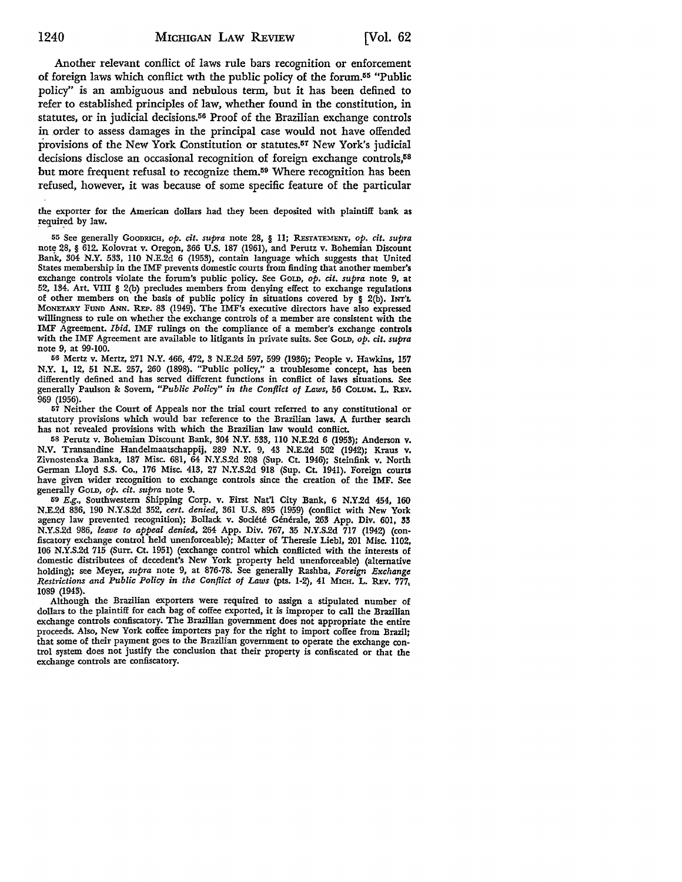Another relevant conflict of laws rule bars recognition or enforcement of foreign laws which conflict wth the public policy of the forum.[55] "Public policy" is an ambiguous and nebulous term, but it has been defined to refer to established principles of law, whether found in the constitution, in statutes, or in judicial decisions.[56] Proof of the Brazilian exchange controls in order to assess damages in the principal case would not have offended provisions of the New York Constitution or statutes.[57] New York's judicial decisions disclose an occasional recognition of foreign exchange controls,[58] but more frequent refusal to recognize them.[59] Where recognition has been refused, however, it was because of some specific feature of the particular

---

the exporter for the American dollars had they been deposited with plaintiff bank as required by law.

55 See generally GOODRICH, *op. cit. supra* note 28, § 11; RESTATEMENT, *op. cit. supra* note 28, § 612. Kolovrat v. Oregon, 366 U.S. 187 (1961), and Perutz v. Bohemian Discount Bank, 304 N.Y. 533, 110 N.E.2d 6 (1953), contain language which suggests that United States membership in the IMF prevents domestic courts from finding that another member's exchange controls violate the forum's public policy. See GOLD, *op. cit. supra* note 9, at 52, 134. Art. VIII § 2(b) precludes members from denying effect to exchange regulations of other members on the basis of public policy in situations covered by § 2(b). INT'L MONETARY FUND ANN. REP. 83 (1949). The IMF's executive directors have also expressed willingness to rule on whether the exchange controls of a member are consistent with the IMF Agreement. *Ibid.* IMF rulings on the compliance of a member's exchange controls with the IMF Agreement are available to litigants in private suits. See GOLD, *op. cit. supra* note 9, at 99-100.

56 Mertz v. Mertz, 271 N.Y. 466, 472, 3 N.E.2d 597, 599 (1936); People v. Hawkins, 157 N.Y. 1, 12, 51 N.E. 257, 260 (1898). "Public policy," a troublesome concept, has been differently defined and has served different functions in conflict of laws situations. See generally Paulson & Sovern, *"Public Policy" in the Conflict of Laws*, 56 COLUM. L. REV. 969 (1956).

57 Neither the Court of Appeals nor the trial court referred to any constitutional or statutory provisions which would bar reference to the Brazilian laws. A further search has not revealed provisions with which the Brazilian law would conflict.

58 Perutz v. Bohemian Discount Bank, 304 N.Y. 533, 110 N.E.2d 6 (1953); Anderson v. N.V. Transandine Handelmaatschappij, 289 N.Y. 9, 43 N.E.2d 502 (1942); Kraus v. Zivnostenska Banka, 187 Misc. 681, 64 N.Y.S.2d 208 (Sup. Ct. 1946); Steinfink v. North German Lloyd S.S. Co., 176 Misc. 413, 27 N.Y.S.2d 918 (Sup. Ct. 1941). Foreign courts have given wider recognition to exchange controls since the creation of the IMF. See generally GOLD, *op. cit. supra* note 9.

59 *E.g.*, Southwestern Shipping Corp. v. First Nat'l City Bank, 6 N.Y.2d 454, 160 N.E.2d 836, 190 N.Y.S.2d 352, *cert. denied*, 361 U.S. 895 (1959) (conflict with New York agency law prevented recognition); Bollack v. Société Générale, 263 App. Div. 601, 33 N.Y.S.2d 986, *leave to appeal denied*, 264 App. Div. 767, 35 N.Y.S.2d 717 (1942) (confiscatory exchange control held unenforceable); Matter of Theresie Liebl, 201 Misc. 1102, 106 N.Y.S.2d 715 (Surr. Ct. 1951) (exchange control which conflicted with the interests of domestic distributees of decedent's New York property held unenforceable) (alternative holding); see Meyer, *supra* note 9, at 876-78. See generally Rashba, *Foreign Exchange Restrictions and Public Policy in the Conflict of Laws* (pts. 1-2), 41 MICH. L. REV. 777, 1089 (1943).

Although the Brazilian exporters were required to assign a stipulated number of dollars to the plaintiff for each bag of coffee exported, it is improper to call the Brazilian exchange controls confiscatory. The Brazilian government does not appropriate the entire proceeds. Also, New York coffee importers pay for the right to import coffee from Brazil; that some of their payment goes to the Brazilian government to operate the exchange control system does not justify the conclusion that their property is confiscated or that the exchange controls are confiscatory.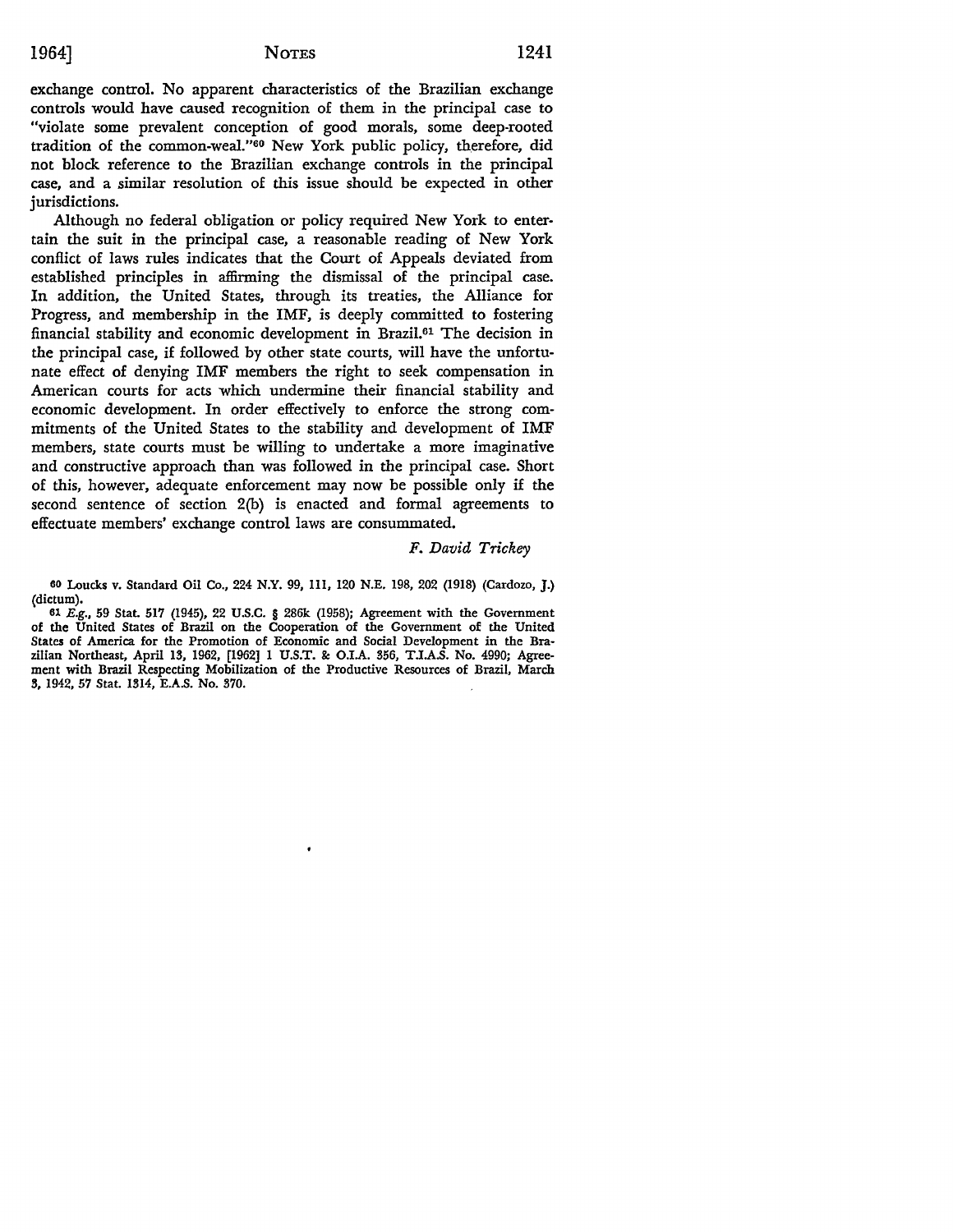exchange control. No apparent characteristics of the Brazilian exchange controls would have caused recognition of them in the principal case to "violate some prevalent conception of good morals, some deep-rooted tradition of the common-weal."[60] New York public policy, therefore, did not block reference to the Brazilian exchange controls in the principal case, and a similar resolution of this issue should be expected in other jurisdictions.

Although no federal obligation or policy required New York to entertain the suit in the principal case, a reasonable reading of New York conflict of laws rules indicates that the Court of Appeals deviated from established principles in affirming the dismissal of the principal case. In addition, the United States, through its treaties, the Alliance for Progress, and membership in the IMF, is deeply committed to fostering financial stability and economic development in Brazil.[61] The decision in the principal case, if followed by other state courts, will have the unfortunate effect of denying IMF members the right to seek compensation in American courts for acts which undermine their financial stability and economic development. In order effectively to enforce the strong commitments of the United States to the stability and development of IMF members, state courts must be willing to undertake a more imaginative and constructive approach than was followed in the principal case. Short of this, however, adequate enforcement may now be possible only if the second sentence of section 2(b) is enacted and formal agreements to effectuate members' exchange control laws are consummated.

*F. David Trickey*

---

[60] Loucks v. Standard Oil Co., 224 N.Y. 99, 111, 120 N.E. 198, 202 (1918) (Cardozo, J.) (dictum).

[61] *E.g.*, 59 Stat. 517 (1945), 22 U.S.C. § 286k (1958); Agreement with the Government of the United States of Brazil on the Cooperation of the Government of the United States of America for the Promotion of Economic and Social Development in the Brazilian Northeast, April 13, 1962, [1962] 1 U.S.T. & O.I.A. 356, T.I.A.S. No. 4990; Agreement with Brazil Respecting Mobilization of the Productive Resources of Brazil, March 3, 1942, 57 Stat. 1314, E.A.S. No. 370.